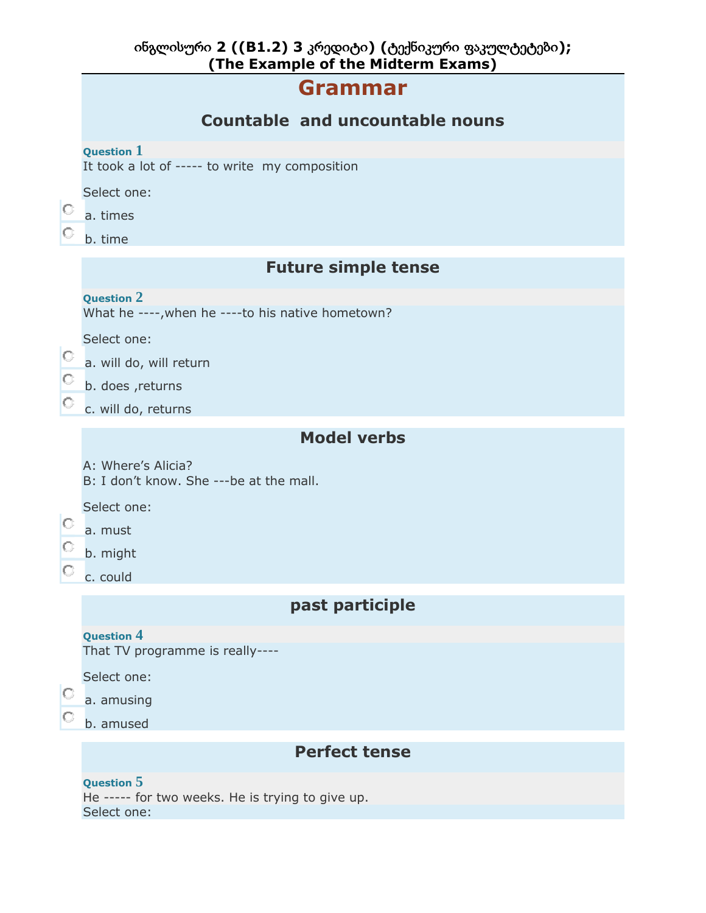**ინგლისური 2 ((B1.2) 3 კრედიტი) (ტექნიკური ფაკულტეტები);**
**(The Example of the Midterm Exams)**

# Grammar

## Countable and uncountable nouns

**Question 1**

It took a lot of ----- to write my composition

Select one:

- a. times
- b. time

## Future simple tense

**Question 2**

What he ----,when he ----to his native hometown?

Select one:

- a. will do, will return
- b. does ,returns
- c. will do, returns

## Model verbs

A: Where's Alicia?
B: I don't know. She ---be at the mall.

Select one:

- a. must
- b. might
- c. could

## past participle

**Question 4**

That TV programme is really----

Select one:

- a. amusing
- b. amused

## Perfect tense

**Question 5**

He ----- for two weeks. He is trying to give up.

Select one: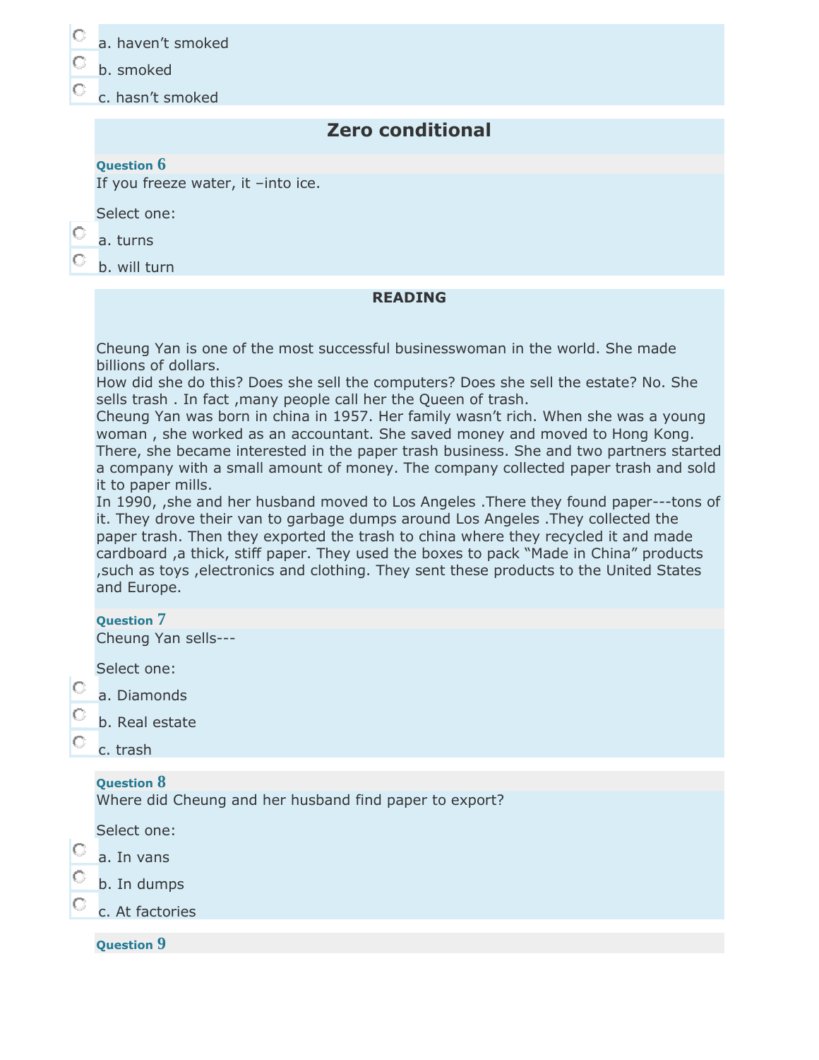- a. haven't smoked
- b. smoked
- c. hasn't smoked

## Zero conditional

**Question 6**

If you freeze water, it –into ice.

Select one:

- a. turns
- b. will turn

### READING

Cheung Yan is one of the most successful businesswoman in the world. She made billions of dollars.
How did she do this? Does she sell the computers? Does she sell the estate? No. She sells trash . In fact ,many people call her the Queen of trash.
Cheung Yan was born in china in 1957. Her family wasn't rich. When she was a young woman , she worked as an accountant. She saved money and moved to Hong Kong. There, she became interested in the paper trash business. She and two partners started a company with a small amount of money. The company collected paper trash and sold it to paper mills.
In 1990, ,she and her husband moved to Los Angeles .There they found paper---tons of it. They drove their van to garbage dumps around Los Angeles .They collected the paper trash. Then they exported the trash to china where they recycled it and made cardboard ,a thick, stiff paper. They used the boxes to pack "Made in China" products ,such as toys ,electronics and clothing. They sent these products to the United States and Europe.

**Question 7**

Cheung Yan sells---

Select one:

- a. Diamonds
- b. Real estate
- c. trash

**Question 8**

Where did Cheung and her husband find paper to export?

Select one:

- a. In vans
- b. In dumps
- c. At factories

**Question 9**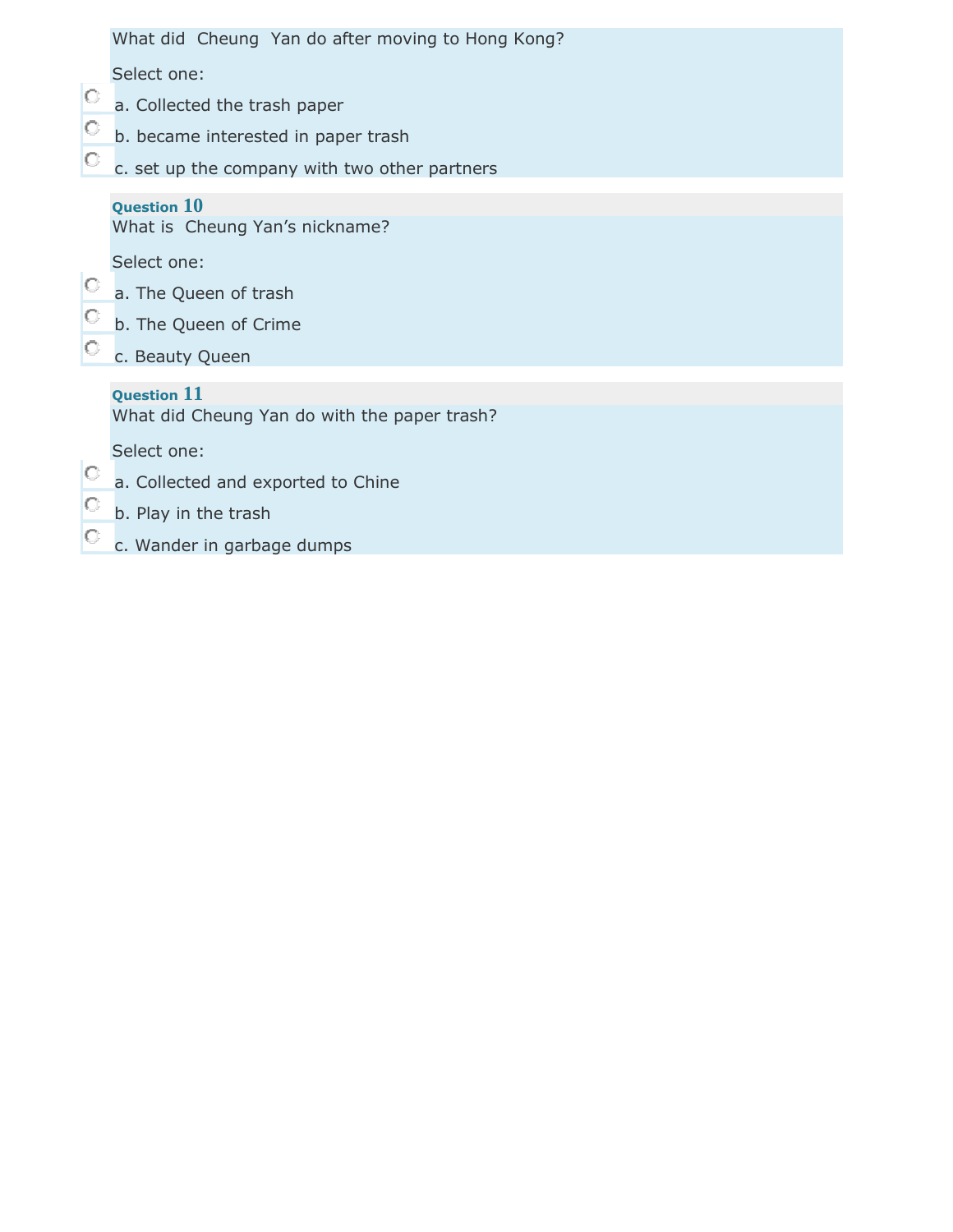What did  Cheung  Yan do after moving to Hong Kong?

Select one:

- a. Collected the trash paper
- b. became interested in paper trash
- c. set up the company with two other partners

**Question 10**

What is  Cheung Yan's nickname?

Select one:

- a. The Queen of trash
- b. The Queen of Crime
- c. Beauty Queen

**Question 11**

What did Cheung Yan do with the paper trash?

Select one:

- a. Collected and exported to Chine
- b. Play in the trash
- c. Wander in garbage dumps